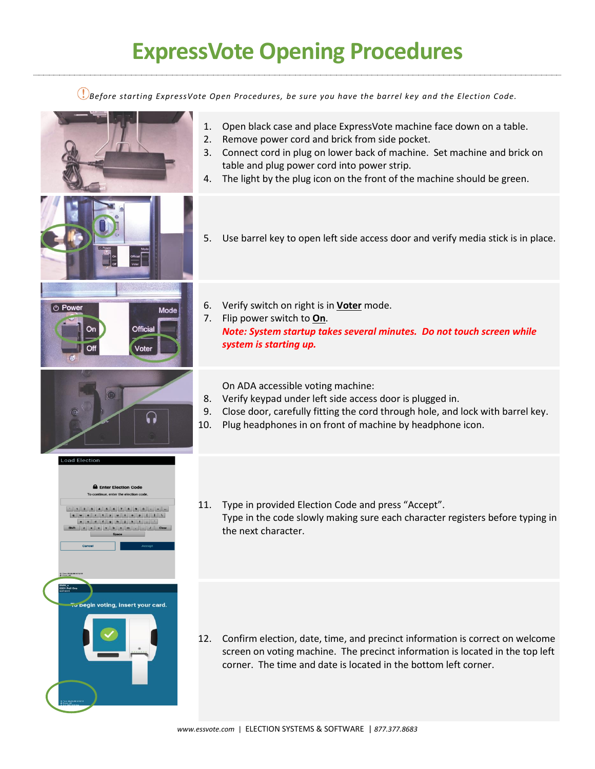# ExpressVote Opening Procedures

*Before starting ExpressVote Open Procedures, be sure you have the barrel key and the Election Code.*

1. Open black case and place ExpressVote machine face down on a table.
2. Remove power cord and brick from side pocket.
3. Connect cord in plug on lower back of machine. Set machine and brick on table and plug power cord into power strip.
4. The light by the plug icon on the front of the machine should be green.

5. Use barrel key to open left side access door and verify media stick is in place.

6. Verify switch on right is in **Voter** mode.
7. Flip power switch to **On**.
   ***Note: System startup takes several minutes. Do not touch screen while system is starting up.***

On ADA accessible voting machine:

8. Verify keypad under left side access door is plugged in.
9. Close door, carefully fitting the cord through hole, and lock with barrel key.
10. Plug headphones in on front of machine by headphone icon.

11. Type in provided Election Code and press "Accept".
    Type in the code slowly making sure each character registers before typing in the next character.

12. Confirm election, date, time, and precinct information is correct on welcome screen on voting machine. The precinct information is located in the top left corner. The time and date is located in the bottom left corner.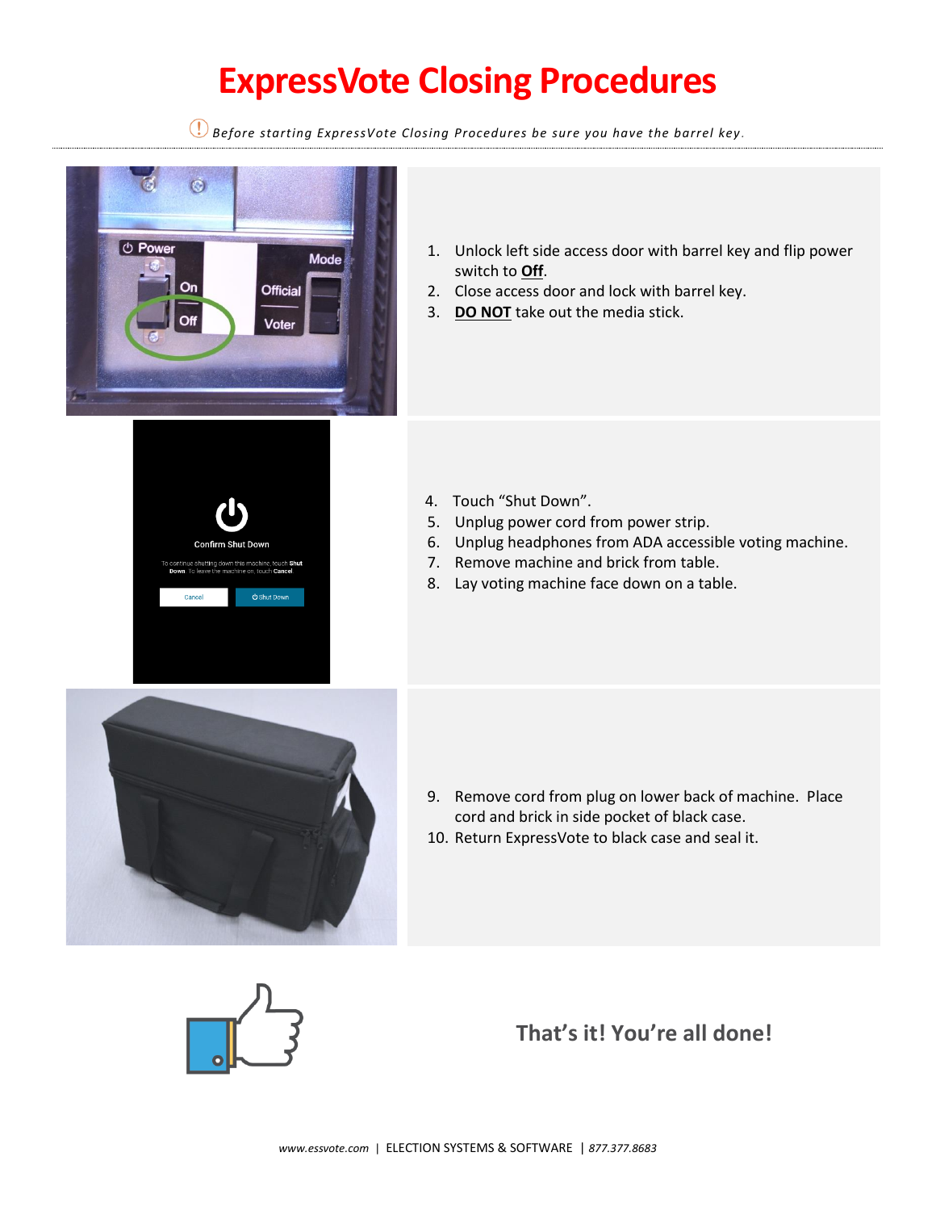# ExpressVote Closing Procedures

*Before starting ExpressVote Closing Procedures be sure you have the barrel key.*

1. Unlock left side access door with barrel key and flip power switch to **<u>Off</u>**.
2. Close access door and lock with barrel key.
3. **<u>DO NOT</u>** take out the media stick.

4. Touch "Shut Down".
5. Unplug power cord from power strip.
6. Unplug headphones from ADA accessible voting machine.
7. Remove machine and brick from table.
8. Lay voting machine face down on a table.

9. Remove cord from plug on lower back of machine. Place cord and brick in side pocket of black case.
10. Return ExpressVote to black case and seal it.

**That's it! You're all done!**

*www.essvote.com* | ELECTION SYSTEMS & SOFTWARE | *877.377.8683*